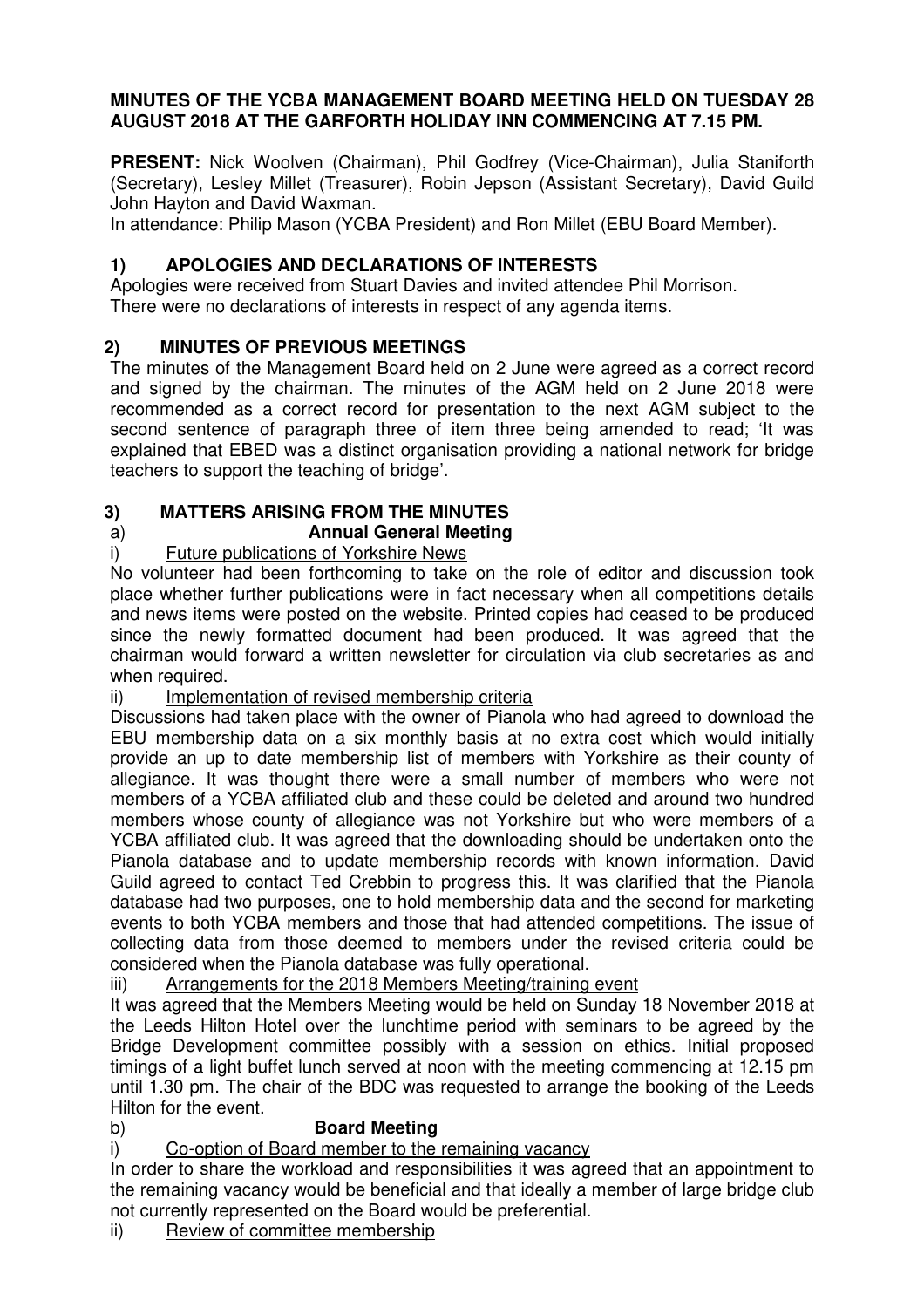**MINUTES OF THE YCBA MANAGEMENT BOARD MEETING HELD ON TUESDAY 28 AUGUST 2018 AT THE GARFORTH HOLIDAY INN COMMENCING AT 7.15 PM.**

**PRESENT:** Nick Woolven (Chairman), Phil Godfrey (Vice-Chairman), Julia Staniforth (Secretary), Lesley Millet (Treasurer), Robin Jepson (Assistant Secretary), David Guild John Hayton and David Waxman.
In attendance: Philip Mason (YCBA President) and Ron Millet (EBU Board Member).

## 1) APOLOGIES AND DECLARATIONS OF INTERESTS

Apologies were received from Stuart Davies and invited attendee Phil Morrison.
There were no declarations of interests in respect of any agenda items.

## 2) MINUTES OF PREVIOUS MEETINGS

The minutes of the Management Board held on 2 June were agreed as a correct record and signed by the chairman. The minutes of the AGM held on 2 June 2018 were recommended as a correct record for presentation to the next AGM subject to the second sentence of paragraph three of item three being amended to read; 'It was explained that EBED was a distinct organisation providing a national network for bridge teachers to support the teaching of bridge'.

## 3) MATTERS ARISING FROM THE MINUTES

### a) Annual General Meeting

i) Future publications of Yorkshire News

No volunteer had been forthcoming to take on the role of editor and discussion took place whether further publications were in fact necessary when all competitions details and news items were posted on the website. Printed copies had ceased to be produced since the newly formatted document had been produced. It was agreed that the chairman would forward a written newsletter for circulation via club secretaries as and when required.

ii) Implementation of revised membership criteria

Discussions had taken place with the owner of Pianola who had agreed to download the EBU membership data on a six monthly basis at no extra cost which would initially provide an up to date membership list of members with Yorkshire as their county of allegiance. It was thought there were a small number of members who were not members of a YCBA affiliated club and these could be deleted and around two hundred members whose county of allegiance was not Yorkshire but who were members of a YCBA affiliated club. It was agreed that the downloading should be undertaken onto the Pianola database and to update membership records with known information. David Guild agreed to contact Ted Crebbin to progress this. It was clarified that the Pianola database had two purposes, one to hold membership data and the second for marketing events to both YCBA members and those that had attended competitions. The issue of collecting data from those deemed to members under the revised criteria could be considered when the Pianola database was fully operational.

iii) Arrangements for the 2018 Members Meeting/training event

It was agreed that the Members Meeting would be held on Sunday 18 November 2018 at the Leeds Hilton Hotel over the lunchtime period with seminars to be agreed by the Bridge Development committee possibly with a session on ethics. Initial proposed timings of a light buffet lunch served at noon with the meeting commencing at 12.15 pm until 1.30 pm. The chair of the BDC was requested to arrange the booking of the Leeds Hilton for the event.

### b) Board Meeting

i) Co-option of Board member to the remaining vacancy

In order to share the workload and responsibilities it was agreed that an appointment to the remaining vacancy would be beneficial and that ideally a member of large bridge club not currently represented on the Board would be preferential.

ii) Review of committee membership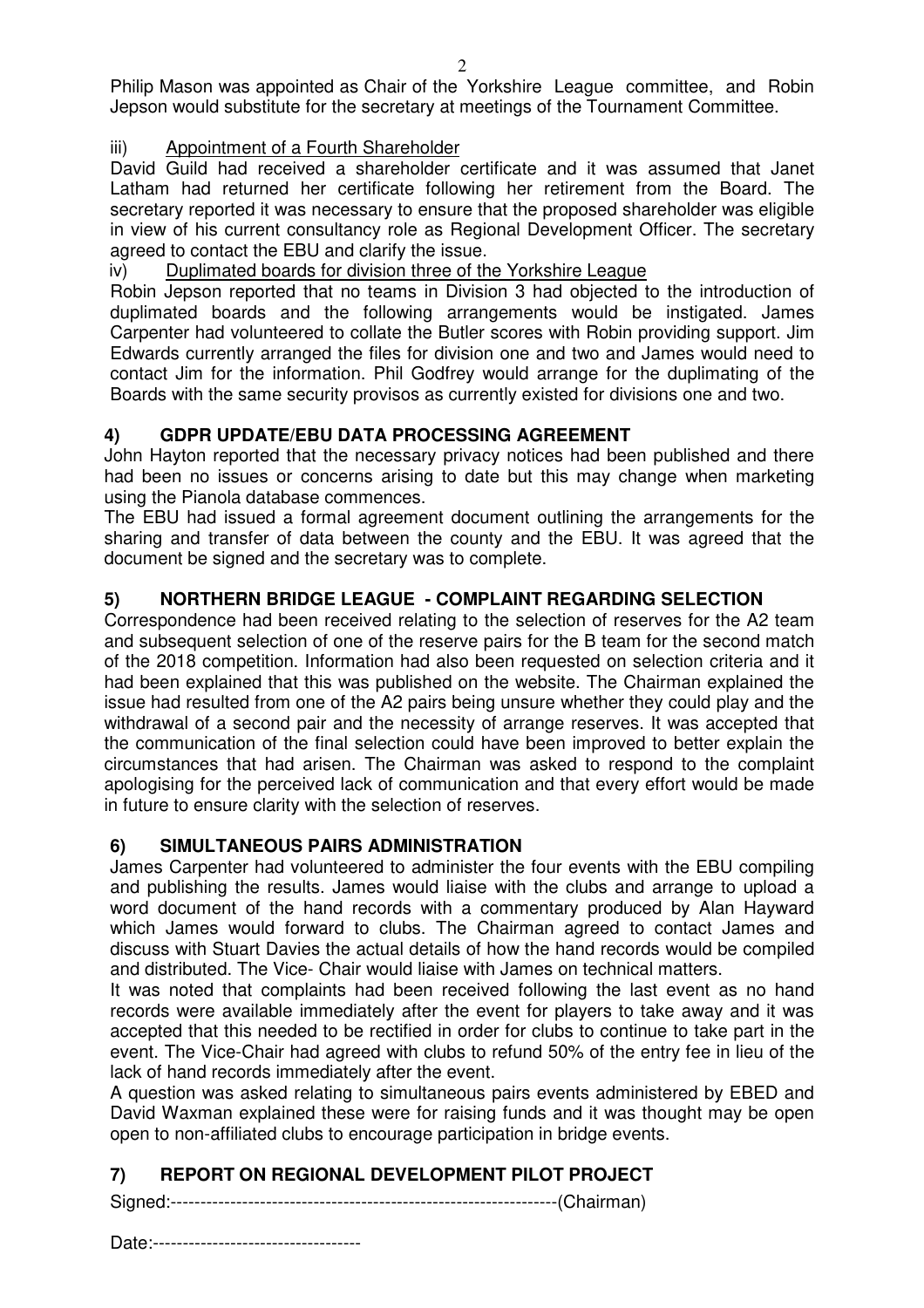Philip Mason was appointed as Chair of the Yorkshire League committee, and Robin Jepson would substitute for the secretary at meetings of the Tournament Committee.

iii) Appointment of a Fourth Shareholder

David Guild had received a shareholder certificate and it was assumed that Janet Latham had returned her certificate following her retirement from the Board. The secretary reported it was necessary to ensure that the proposed shareholder was eligible in view of his current consultancy role as Regional Development Officer. The secretary agreed to contact the EBU and clarify the issue.

iv) Duplimated boards for division three of the Yorkshire League

Robin Jepson reported that no teams in Division 3 had objected to the introduction of duplimated boards and the following arrangements would be instigated. James Carpenter had volunteered to collate the Butler scores with Robin providing support. Jim Edwards currently arranged the files for division one and two and James would need to contact Jim for the information. Phil Godfrey would arrange for the duplimating of the Boards with the same security provisos as currently existed for divisions one and two.

## 4) GDPR UPDATE/EBU DATA PROCESSING AGREEMENT

John Hayton reported that the necessary privacy notices had been published and there had been no issues or concerns arising to date but this may change when marketing using the Pianola database commences.

The EBU had issued a formal agreement document outlining the arrangements for the sharing and transfer of data between the county and the EBU. It was agreed that the document be signed and the secretary was to complete.

## 5) NORTHERN BRIDGE LEAGUE - COMPLAINT REGARDING SELECTION

Correspondence had been received relating to the selection of reserves for the A2 team and subsequent selection of one of the reserve pairs for the B team for the second match of the 2018 competition. Information had also been requested on selection criteria and it had been explained that this was published on the website. The Chairman explained the issue had resulted from one of the A2 pairs being unsure whether they could play and the withdrawal of a second pair and the necessity of arrange reserves. It was accepted that the communication of the final selection could have been improved to better explain the circumstances that had arisen. The Chairman was asked to respond to the complaint apologising for the perceived lack of communication and that every effort would be made in future to ensure clarity with the selection of reserves.

## 6) SIMULTANEOUS PAIRS ADMINISTRATION

James Carpenter had volunteered to administer the four events with the EBU compiling and publishing the results. James would liaise with the clubs and arrange to upload a word document of the hand records with a commentary produced by Alan Hayward which James would forward to clubs. The Chairman agreed to contact James and discuss with Stuart Davies the actual details of how the hand records would be compiled and distributed. The Vice- Chair would liaise with James on technical matters.

It was noted that complaints had been received following the last event as no hand records were available immediately after the event for players to take away and it was accepted that this needed to be rectified in order for clubs to continue to take part in the event. The Vice-Chair had agreed with clubs to refund 50% of the entry fee in lieu of the lack of hand records immediately after the event.

A question was asked relating to simultaneous pairs events administered by EBED and David Waxman explained these were for raising funds and it was thought may be open open to non-affiliated clubs to encourage participation in bridge events.

## 7) REPORT ON REGIONAL DEVELOPMENT PILOT PROJECT

Signed:------------------------------------------------------------------(Chairman)

Date:-----------------------------------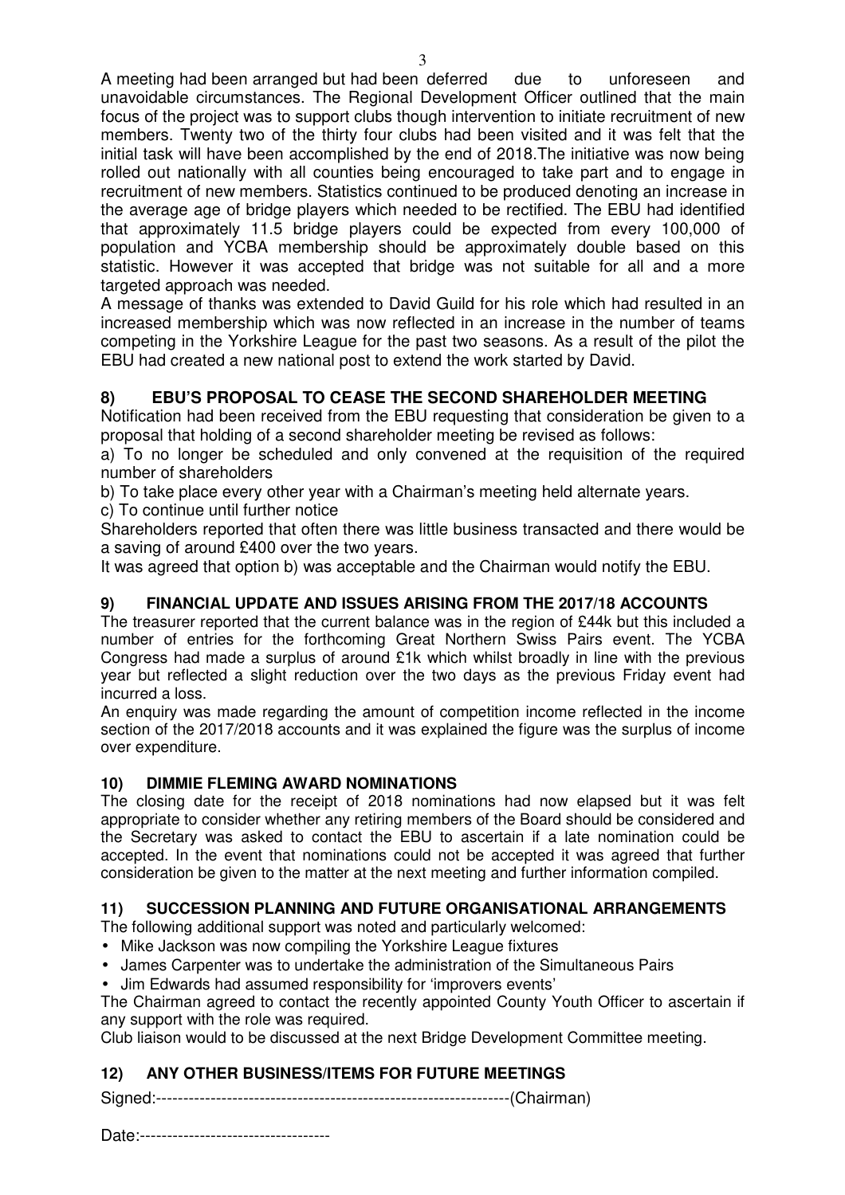A meeting had been arranged but had been deferred due to unforeseen and unavoidable circumstances. The Regional Development Officer outlined that the main focus of the project was to support clubs though intervention to initiate recruitment of new members. Twenty two of the thirty four clubs had been visited and it was felt that the initial task will have been accomplished by the end of 2018.The initiative was now being rolled out nationally with all counties being encouraged to take part and to engage in recruitment of new members. Statistics continued to be produced denoting an increase in the average age of bridge players which needed to be rectified. The EBU had identified that approximately 11.5 bridge players could be expected from every 100,000 of population and YCBA membership should be approximately double based on this statistic. However it was accepted that bridge was not suitable for all and a more targeted approach was needed.

A message of thanks was extended to David Guild for his role which had resulted in an increased membership which was now reflected in an increase in the number of teams competing in the Yorkshire League for the past two seasons. As a result of the pilot the EBU had created a new national post to extend the work started by David.

## 8) EBU'S PROPOSAL TO CEASE THE SECOND SHAREHOLDER MEETING

Notification had been received from the EBU requesting that consideration be given to a proposal that holding of a second shareholder meeting be revised as follows:

a) To no longer be scheduled and only convened at the requisition of the required number of shareholders

b) To take place every other year with a Chairman's meeting held alternate years.

c) To continue until further notice

Shareholders reported that often there was little business transacted and there would be a saving of around £400 over the two years.

It was agreed that option b) was acceptable and the Chairman would notify the EBU.

## 9) FINANCIAL UPDATE AND ISSUES ARISING FROM THE 2017/18 ACCOUNTS

The treasurer reported that the current balance was in the region of £44k but this included a number of entries for the forthcoming Great Northern Swiss Pairs event. The YCBA Congress had made a surplus of around £1k which whilst broadly in line with the previous year but reflected a slight reduction over the two days as the previous Friday event had incurred a loss.

An enquiry was made regarding the amount of competition income reflected in the income section of the 2017/2018 accounts and it was explained the figure was the surplus of income over expenditure.

## 10) DIMMIE FLEMING AWARD NOMINATIONS

The closing date for the receipt of 2018 nominations had now elapsed but it was felt appropriate to consider whether any retiring members of the Board should be considered and the Secretary was asked to contact the EBU to ascertain if a late nomination could be accepted. In the event that nominations could not be accepted it was agreed that further consideration be given to the matter at the next meeting and further information compiled.

## 11) SUCCESSION PLANNING AND FUTURE ORGANISATIONAL ARRANGEMENTS

The following additional support was noted and particularly welcomed:

- Mike Jackson was now compiling the Yorkshire League fixtures
- James Carpenter was to undertake the administration of the Simultaneous Pairs
- Jim Edwards had assumed responsibility for 'improvers events'

The Chairman agreed to contact the recently appointed County Youth Officer to ascertain if any support with the role was required.

Club liaison would to be discussed at the next Bridge Development Committee meeting.

## 12) ANY OTHER BUSINESS/ITEMS FOR FUTURE MEETINGS

Signed:-----------------------------------------------------------------(Chairman)

Date:-----------------------------------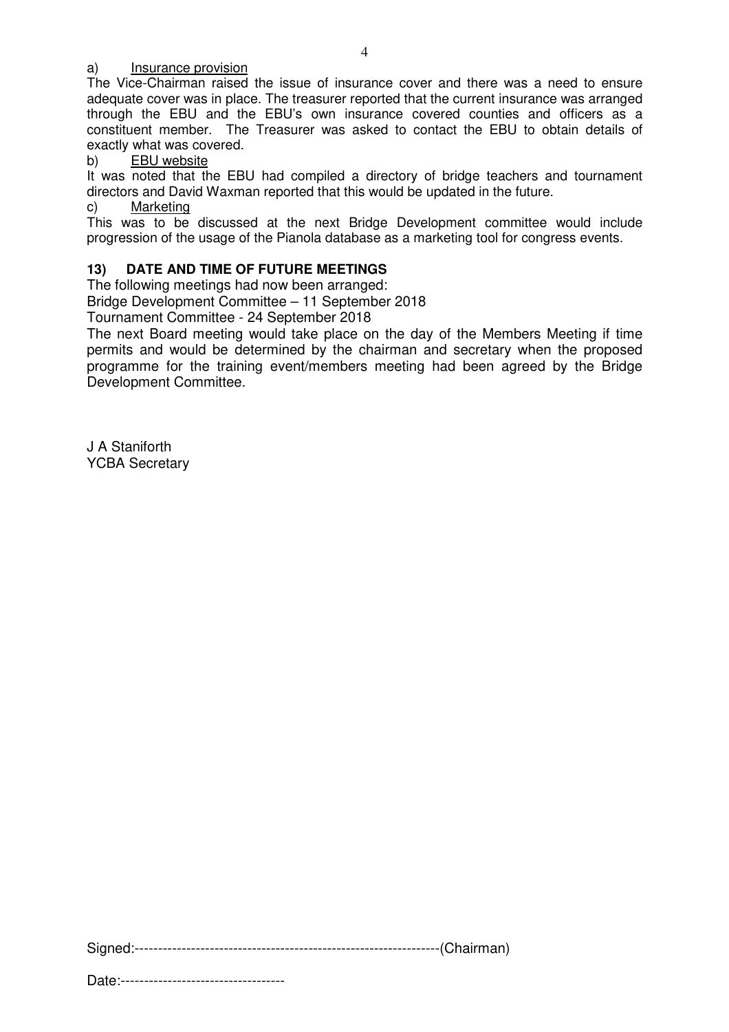a) <u>Insurance provision</u>

The Vice-Chairman raised the issue of insurance cover and there was a need to ensure adequate cover was in place. The treasurer reported that the current insurance was arranged through the EBU and the EBU's own insurance covered counties and officers as a constituent member. The Treasurer was asked to contact the EBU to obtain details of exactly what was covered.

b) <u>EBU website</u>

It was noted that the EBU had compiled a directory of bridge teachers and tournament directors and David Waxman reported that this would be updated in the future.

c) <u>Marketing</u>

This was to be discussed at the next Bridge Development committee would include progression of the usage of the Pianola database as a marketing tool for congress events.

**13) DATE AND TIME OF FUTURE MEETINGS**

The following meetings had now been arranged:

Bridge Development Committee – 11 September 2018

Tournament Committee - 24 September 2018

The next Board meeting would take place on the day of the Members Meeting if time permits and would be determined by the chairman and secretary when the proposed programme for the training event/members meeting had been agreed by the Bridge Development Committee.

J A Staniforth
YCBA Secretary

Signed:-----------------------------------------------------------------(Chairman)

Date:-----------------------------------